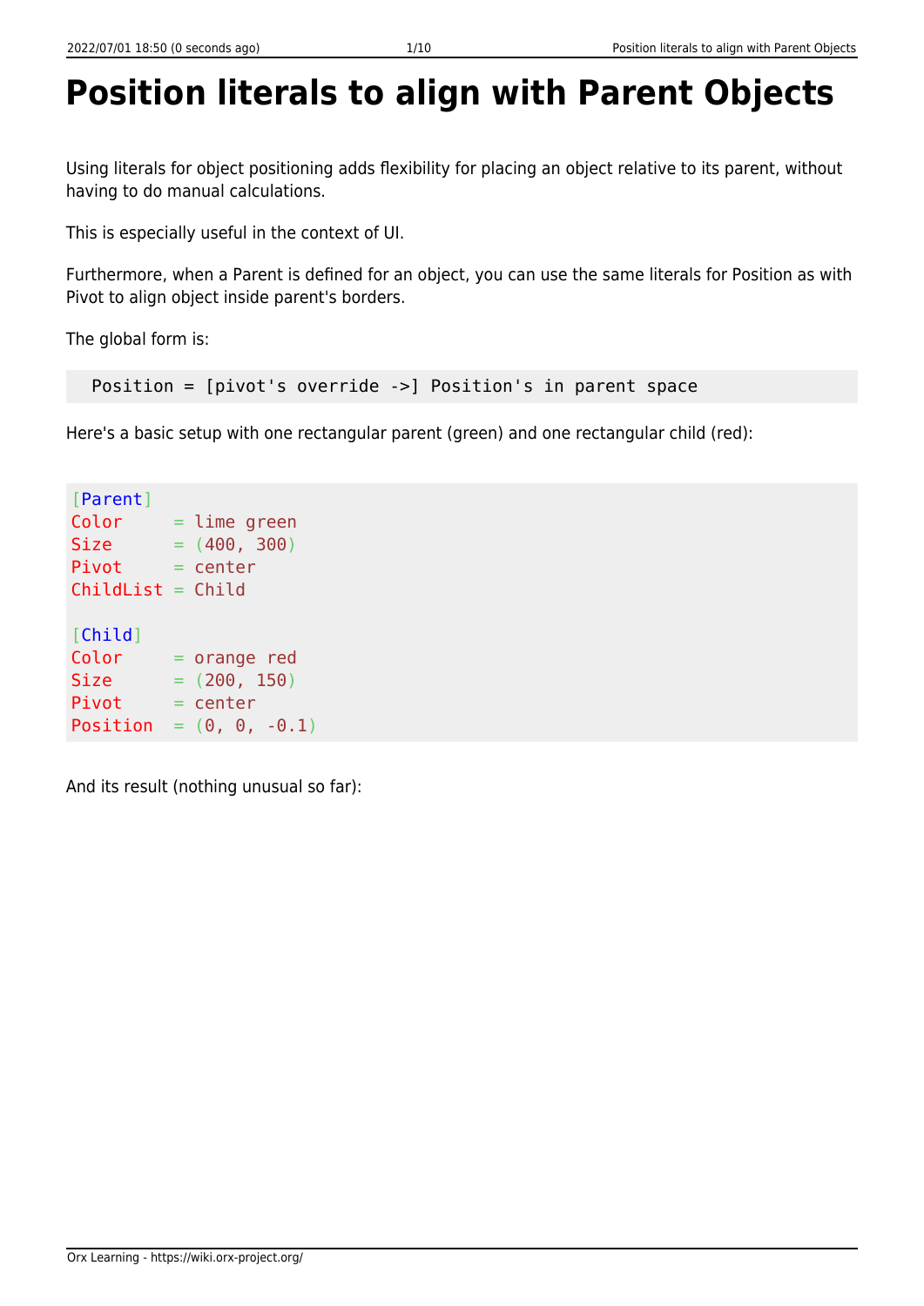# Position literals to align with Parent Objects

Using literals for object positioning adds flexibility for placing an object relative to its parent, without having to do manual calculations.

This is especially useful in the context of UI.

Furthermore, when a Parent is defined for an object, you can use the same literals for Position as with Pivot to align object inside parent's borders.

The global form is:

```
Position = [pivot's override ->] Position's in parent space
```

Here's a basic setup with one rectangular parent (green) and one rectangular child (red):

```
[Parent]
Color     = lime green
Size      = (400, 300)
Pivot     = center
ChildList = Child

[Child]
Color     = orange red
Size      = (200, 150)
Pivot     = center
Position  = (0, 0, -0.1)
```

And its result (nothing unusual so far):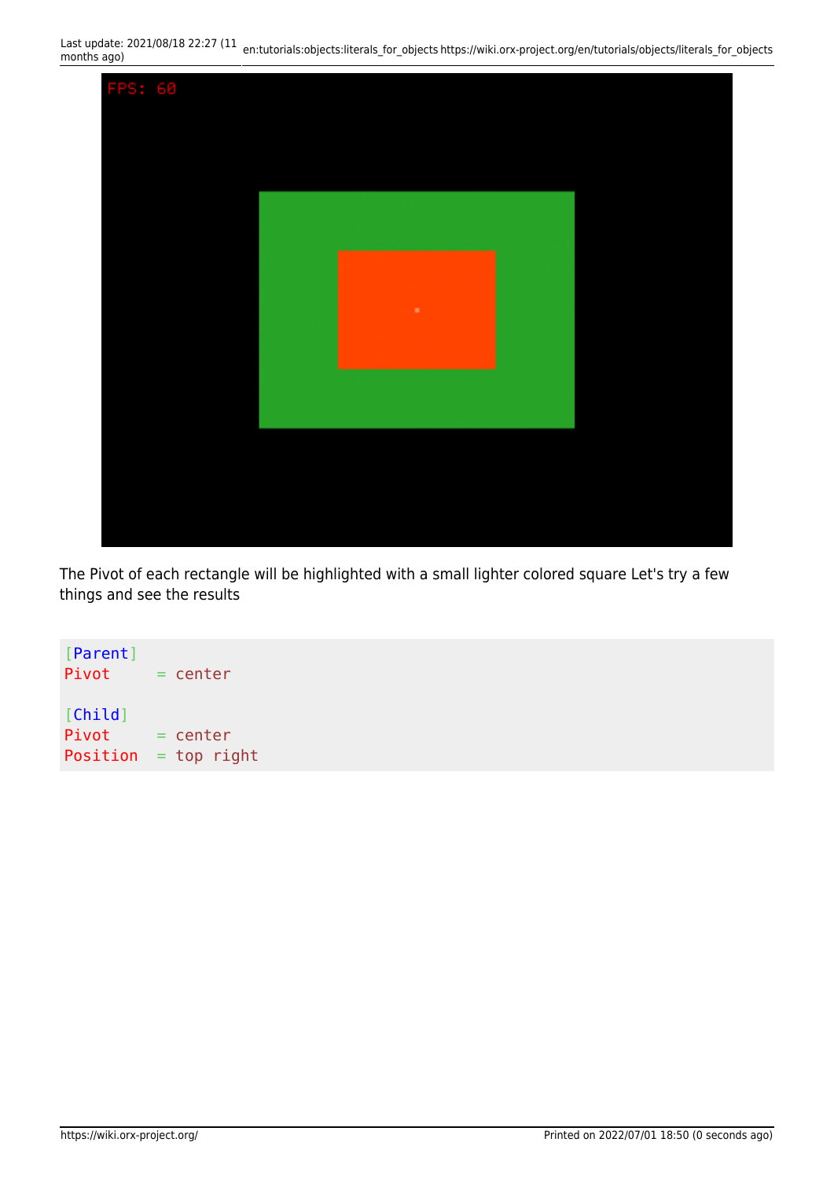The Pivot of each rectangle will be highlighted with a small lighter colored square Let's try a few things and see the results

```
[Parent]
Pivot     = center

[Child]
Pivot     = center
Position  = top right
```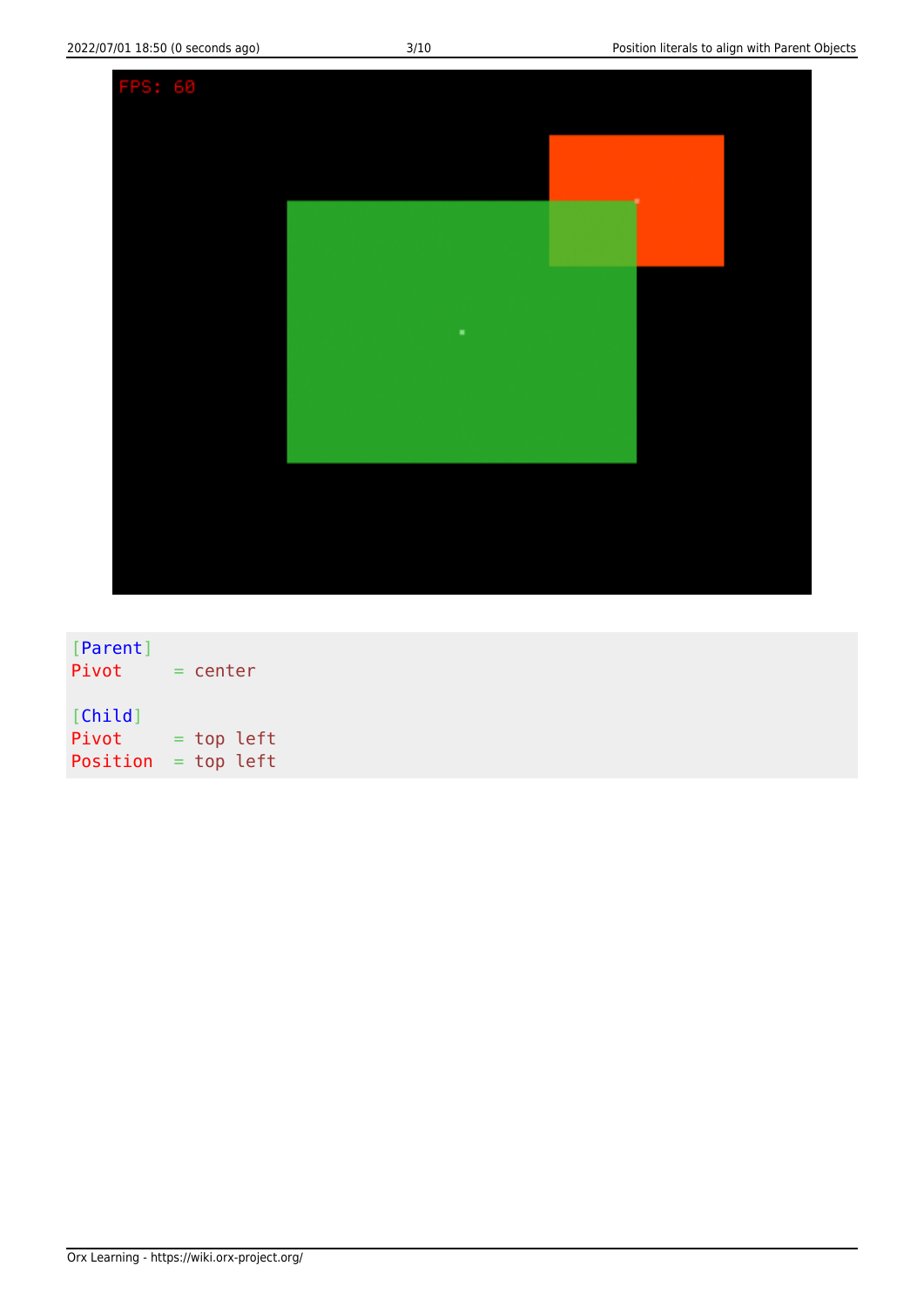```
[Parent]
Pivot     = center

[Child]
Pivot     = top left
Position  = top left
```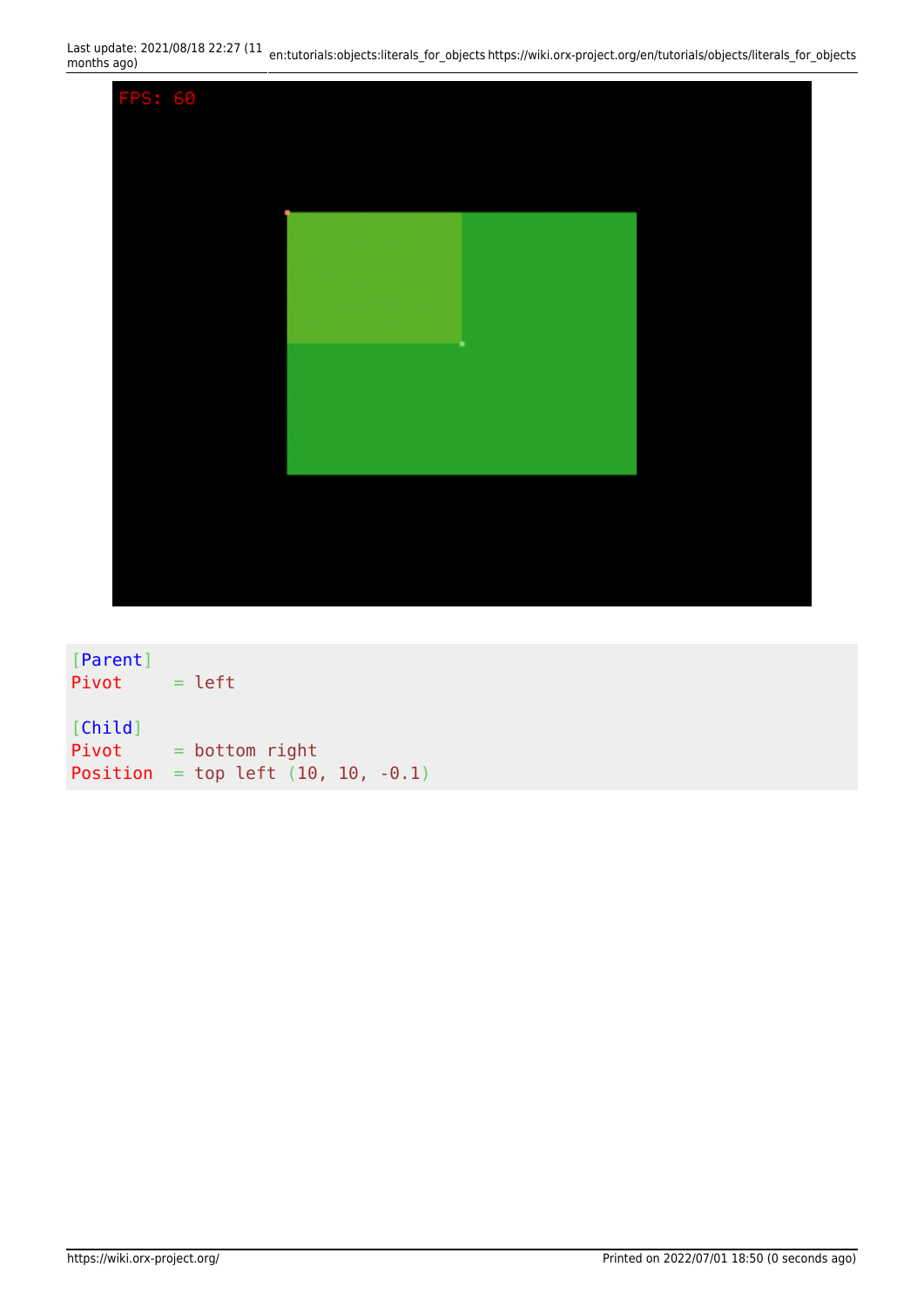```
[Parent]
Pivot     = left

[Child]
Pivot     = bottom right
Position  = top left (10, 10, -0.1)
```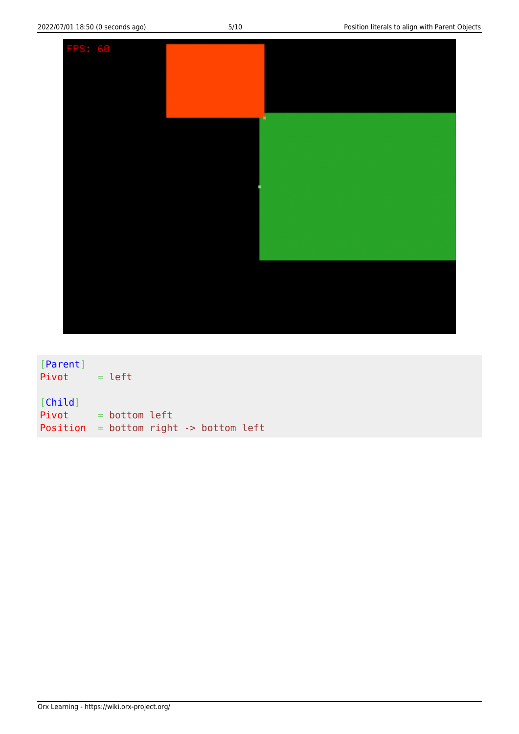```
[Parent]
Pivot     = left

[Child]
Pivot     = bottom left
Position  = bottom right -> bottom left
```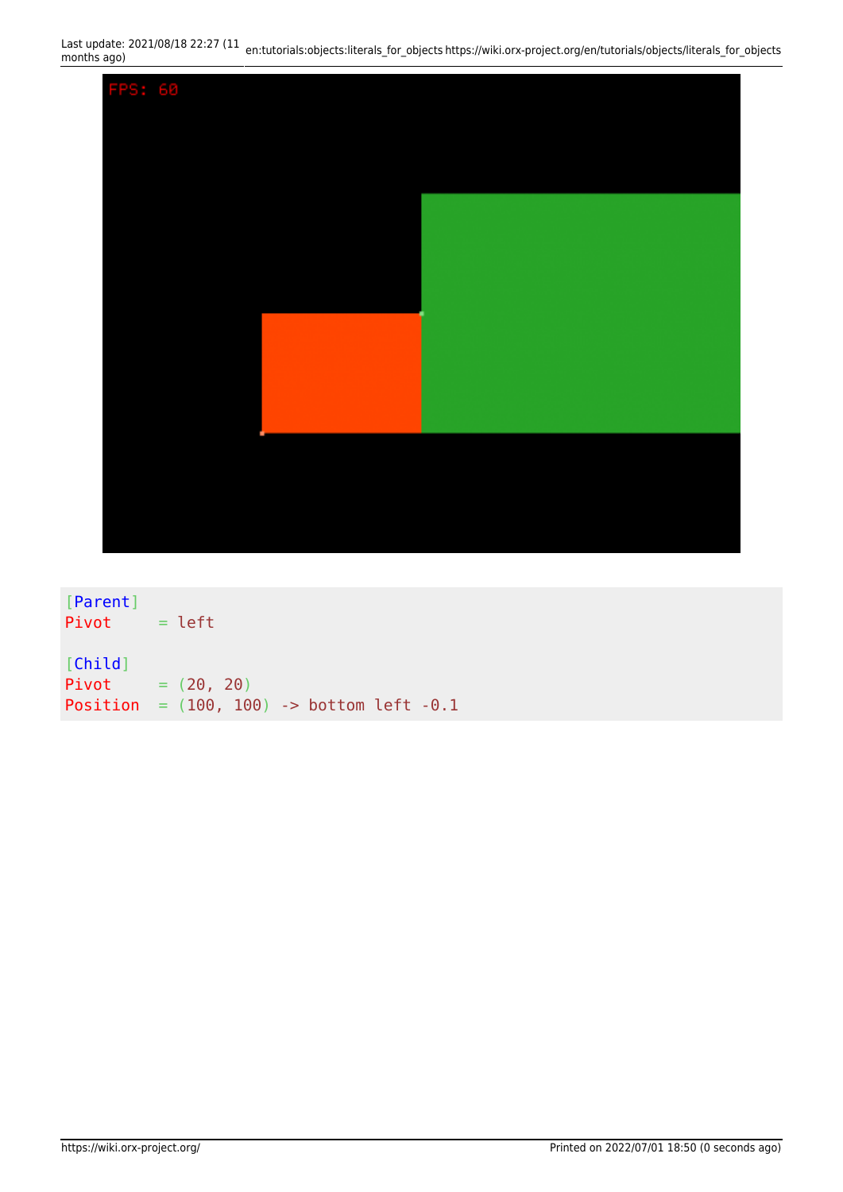```
[Parent]
Pivot     = left

[Child]
Pivot     = (20, 20)
Position  = (100, 100) -> bottom left -0.1
```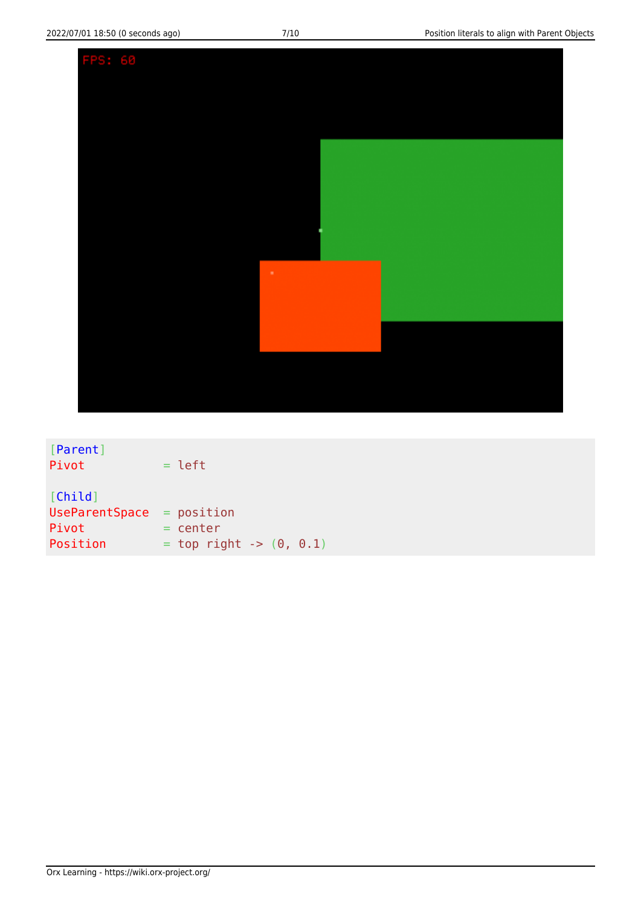```
[Parent]
Pivot          = left

[Child]
UseParentSpace = position
Pivot          = center
Position       = top right -> (0, 0.1)
```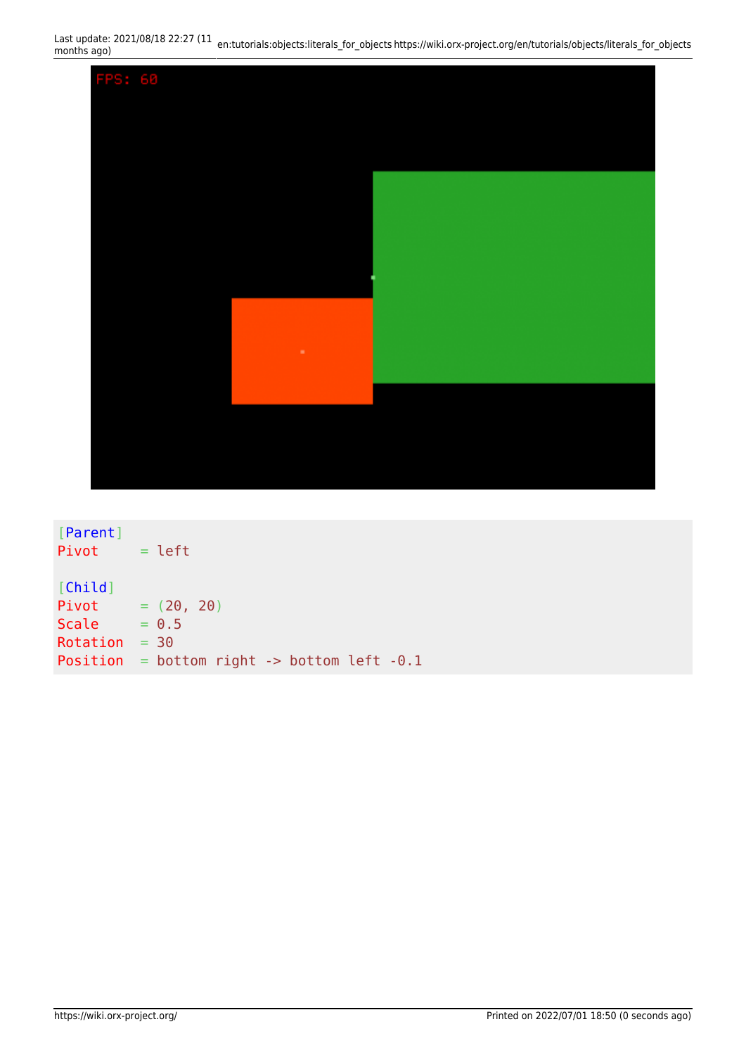```
[Parent]
Pivot     = left

[Child]
Pivot     = (20, 20)
Scale     = 0.5
Rotation  = 30
Position  = bottom right -> bottom left -0.1
```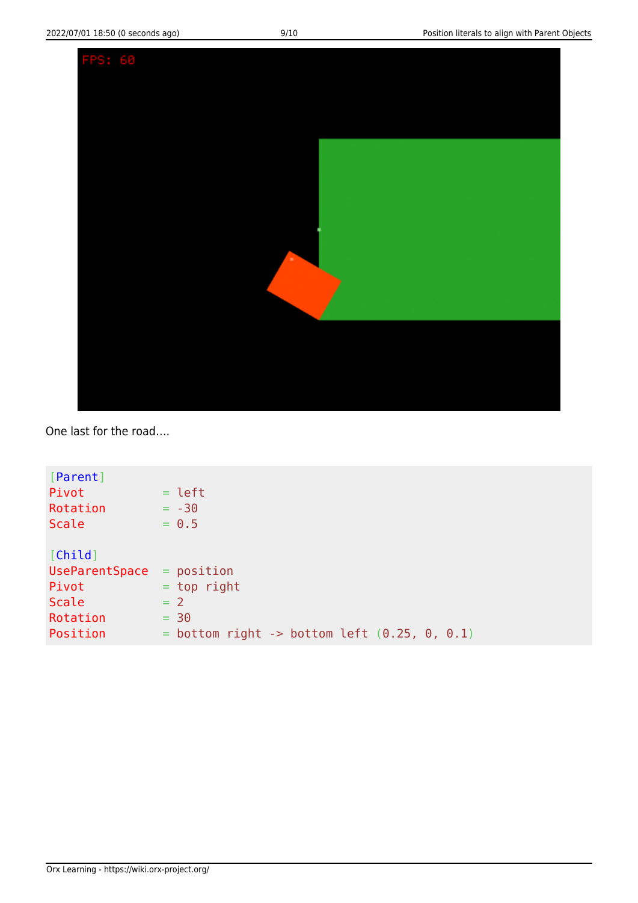One last for the road….

```
[Parent]
Pivot          = left
Rotation       = -30
Scale          = 0.5

[Child]
UseParentSpace = position
Pivot          = top right
Scale          = 2
Rotation       = 30
Position       = bottom right -> bottom left (0.25, 0, 0.1)
```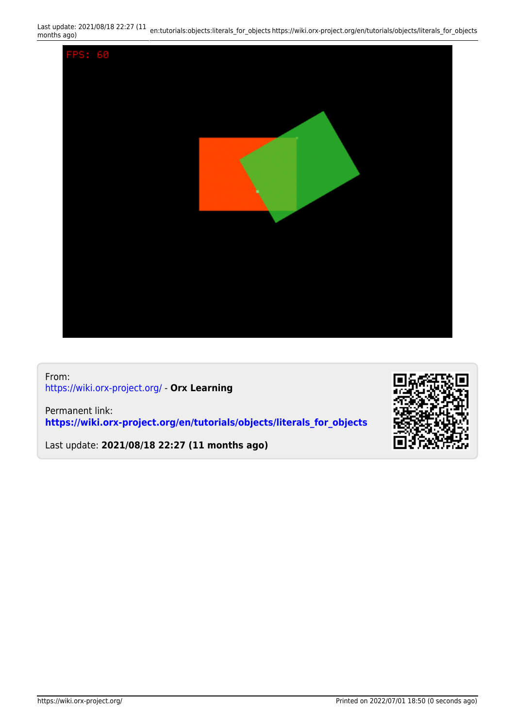From:
https://wiki.orx-project.org/ - **Orx Learning**

Permanent link:
**https://wiki.orx-project.org/en/tutorials/objects/literals_for_objects**

Last update: **2021/08/18 22:27 (11 months ago)**